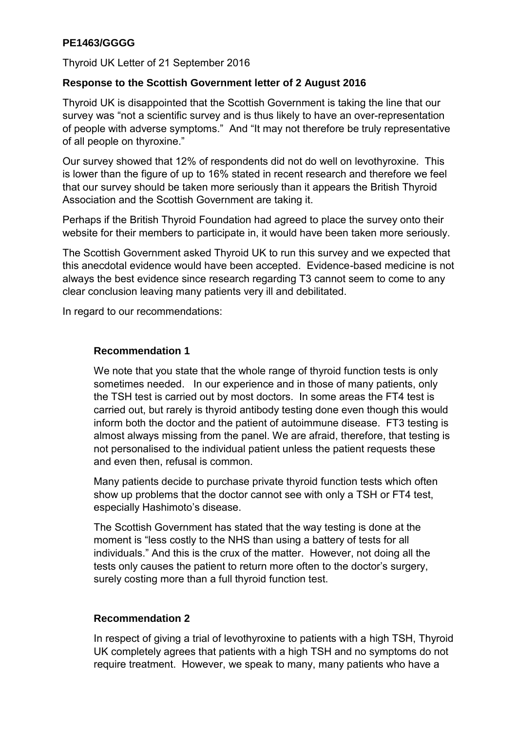**PE1463/GGGG**

Thyroid UK Letter of 21 September 2016

**Response to the Scottish Government letter of 2 August 2016**

Thyroid UK is disappointed that the Scottish Government is taking the line that our survey was "not a scientific survey and is thus likely to have an over-representation of people with adverse symptoms." And "It may not therefore be truly representative of all people on thyroxine."

Our survey showed that 12% of respondents did not do well on levothyroxine. This is lower than the figure of up to 16% stated in recent research and therefore we feel that our survey should be taken more seriously than it appears the British Thyroid Association and the Scottish Government are taking it.

Perhaps if the British Thyroid Foundation had agreed to place the survey onto their website for their members to participate in, it would have been taken more seriously.

The Scottish Government asked Thyroid UK to run this survey and we expected that this anecdotal evidence would have been accepted. Evidence-based medicine is not always the best evidence since research regarding T3 cannot seem to come to any clear conclusion leaving many patients very ill and debilitated.

In regard to our recommendations:

**Recommendation 1**

We note that you state that the whole range of thyroid function tests is only sometimes needed. In our experience and in those of many patients, only the TSH test is carried out by most doctors. In some areas the FT4 test is carried out, but rarely is thyroid antibody testing done even though this would inform both the doctor and the patient of autoimmune disease. FT3 testing is almost always missing from the panel. We are afraid, therefore, that testing is not personalised to the individual patient unless the patient requests these and even then, refusal is common.

Many patients decide to purchase private thyroid function tests which often show up problems that the doctor cannot see with only a TSH or FT4 test, especially Hashimoto's disease.

The Scottish Government has stated that the way testing is done at the moment is "less costly to the NHS than using a battery of tests for all individuals." And this is the crux of the matter. However, not doing all the tests only causes the patient to return more often to the doctor's surgery, surely costing more than a full thyroid function test.

**Recommendation 2**

In respect of giving a trial of levothyroxine to patients with a high TSH, Thyroid UK completely agrees that patients with a high TSH and no symptoms do not require treatment. However, we speak to many, many patients who have a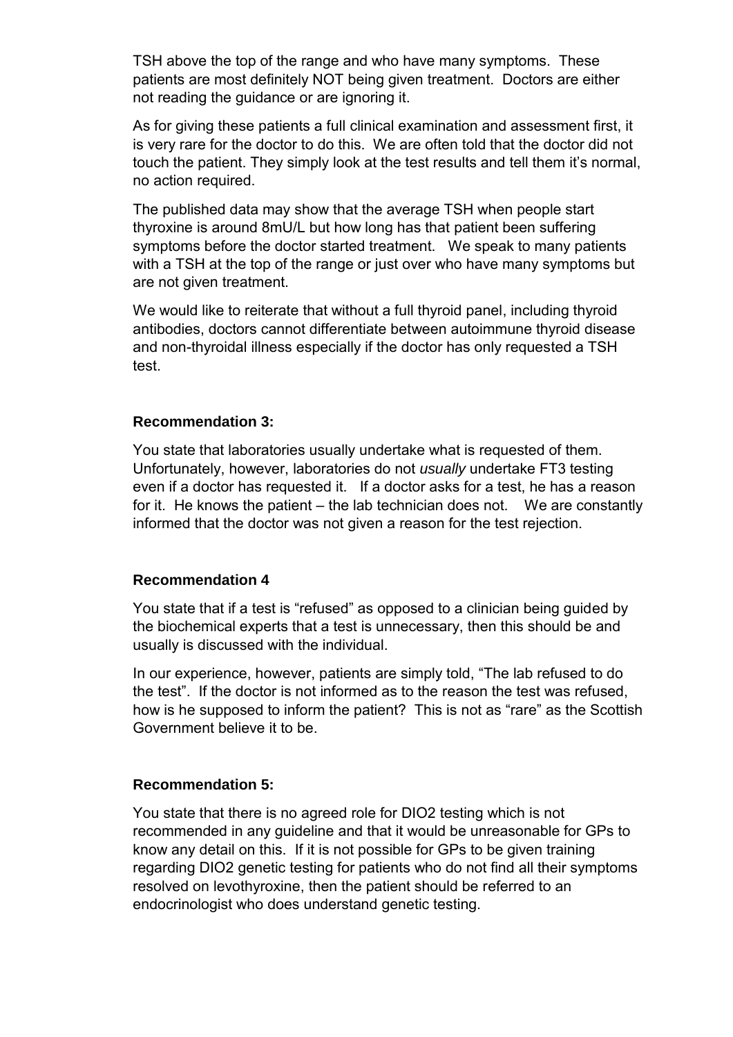TSH above the top of the range and who have many symptoms. These patients are most definitely NOT being given treatment. Doctors are either not reading the guidance or are ignoring it.

As for giving these patients a full clinical examination and assessment first, it is very rare for the doctor to do this. We are often told that the doctor did not touch the patient. They simply look at the test results and tell them it's normal, no action required.

The published data may show that the average TSH when people start thyroxine is around 8mU/L but how long has that patient been suffering symptoms before the doctor started treatment. We speak to many patients with a TSH at the top of the range or just over who have many symptoms but are not given treatment.

We would like to reiterate that without a full thyroid panel, including thyroid antibodies, doctors cannot differentiate between autoimmune thyroid disease and non-thyroidal illness especially if the doctor has only requested a TSH test.

**Recommendation 3:**

You state that laboratories usually undertake what is requested of them. Unfortunately, however, laboratories do not *usually* undertake FT3 testing even if a doctor has requested it. If a doctor asks for a test, he has a reason for it. He knows the patient – the lab technician does not. We are constantly informed that the doctor was not given a reason for the test rejection.

**Recommendation 4**

You state that if a test is "refused" as opposed to a clinician being guided by the biochemical experts that a test is unnecessary, then this should be and usually is discussed with the individual.

In our experience, however, patients are simply told, "The lab refused to do the test". If the doctor is not informed as to the reason the test was refused, how is he supposed to inform the patient? This is not as "rare" as the Scottish Government believe it to be.

**Recommendation 5:**

You state that there is no agreed role for DIO2 testing which is not recommended in any guideline and that it would be unreasonable for GPs to know any detail on this. If it is not possible for GPs to be given training regarding DIO2 genetic testing for patients who do not find all their symptoms resolved on levothyroxine, then the patient should be referred to an endocrinologist who does understand genetic testing.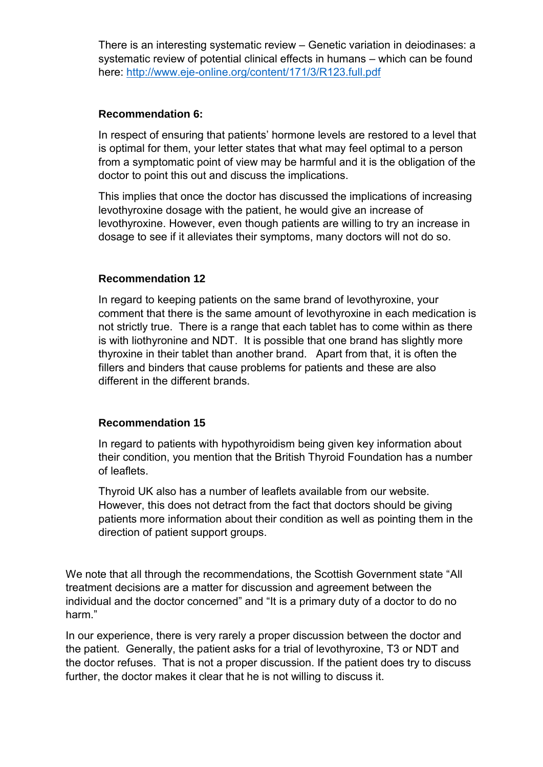There is an interesting systematic review – Genetic variation in deiodinases: a systematic review of potential clinical effects in humans – which can be found here: http://www.eje-online.org/content/171/3/R123.full.pdf

**Recommendation 6:**

In respect of ensuring that patients' hormone levels are restored to a level that is optimal for them, your letter states that what may feel optimal to a person from a symptomatic point of view may be harmful and it is the obligation of the doctor to point this out and discuss the implications.

This implies that once the doctor has discussed the implications of increasing levothyroxine dosage with the patient, he would give an increase of levothyroxine. However, even though patients are willing to try an increase in dosage to see if it alleviates their symptoms, many doctors will not do so.

**Recommendation 12**

In regard to keeping patients on the same brand of levothyroxine, your comment that there is the same amount of levothyroxine in each medication is not strictly true. There is a range that each tablet has to come within as there is with liothyronine and NDT. It is possible that one brand has slightly more thyroxine in their tablet than another brand. Apart from that, it is often the fillers and binders that cause problems for patients and these are also different in the different brands.

**Recommendation 15**

In regard to patients with hypothyroidism being given key information about their condition, you mention that the British Thyroid Foundation has a number of leaflets.

Thyroid UK also has a number of leaflets available from our website. However, this does not detract from the fact that doctors should be giving patients more information about their condition as well as pointing them in the direction of patient support groups.

We note that all through the recommendations, the Scottish Government state "All treatment decisions are a matter for discussion and agreement between the individual and the doctor concerned" and "It is a primary duty of a doctor to do no harm."

In our experience, there is very rarely a proper discussion between the doctor and the patient. Generally, the patient asks for a trial of levothyroxine, T3 or NDT and the doctor refuses. That is not a proper discussion. If the patient does try to discuss further, the doctor makes it clear that he is not willing to discuss it.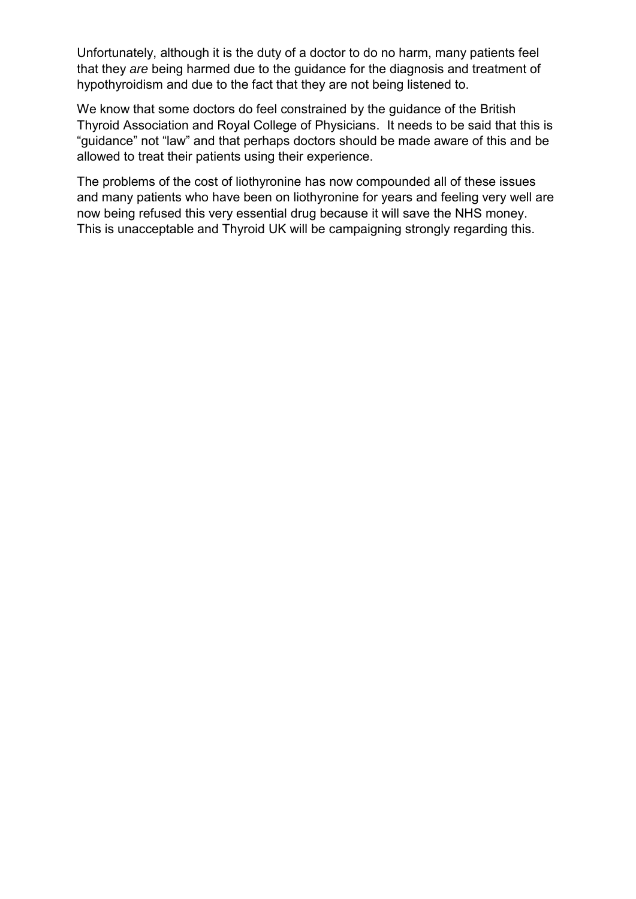Unfortunately, although it is the duty of a doctor to do no harm, many patients feel that they *are* being harmed due to the guidance for the diagnosis and treatment of hypothyroidism and due to the fact that they are not being listened to.

We know that some doctors do feel constrained by the guidance of the British Thyroid Association and Royal College of Physicians. It needs to be said that this is "guidance" not "law" and that perhaps doctors should be made aware of this and be allowed to treat their patients using their experience.

The problems of the cost of liothyronine has now compounded all of these issues and many patients who have been on liothyronine for years and feeling very well are now being refused this very essential drug because it will save the NHS money. This is unacceptable and Thyroid UK will be campaigning strongly regarding this.